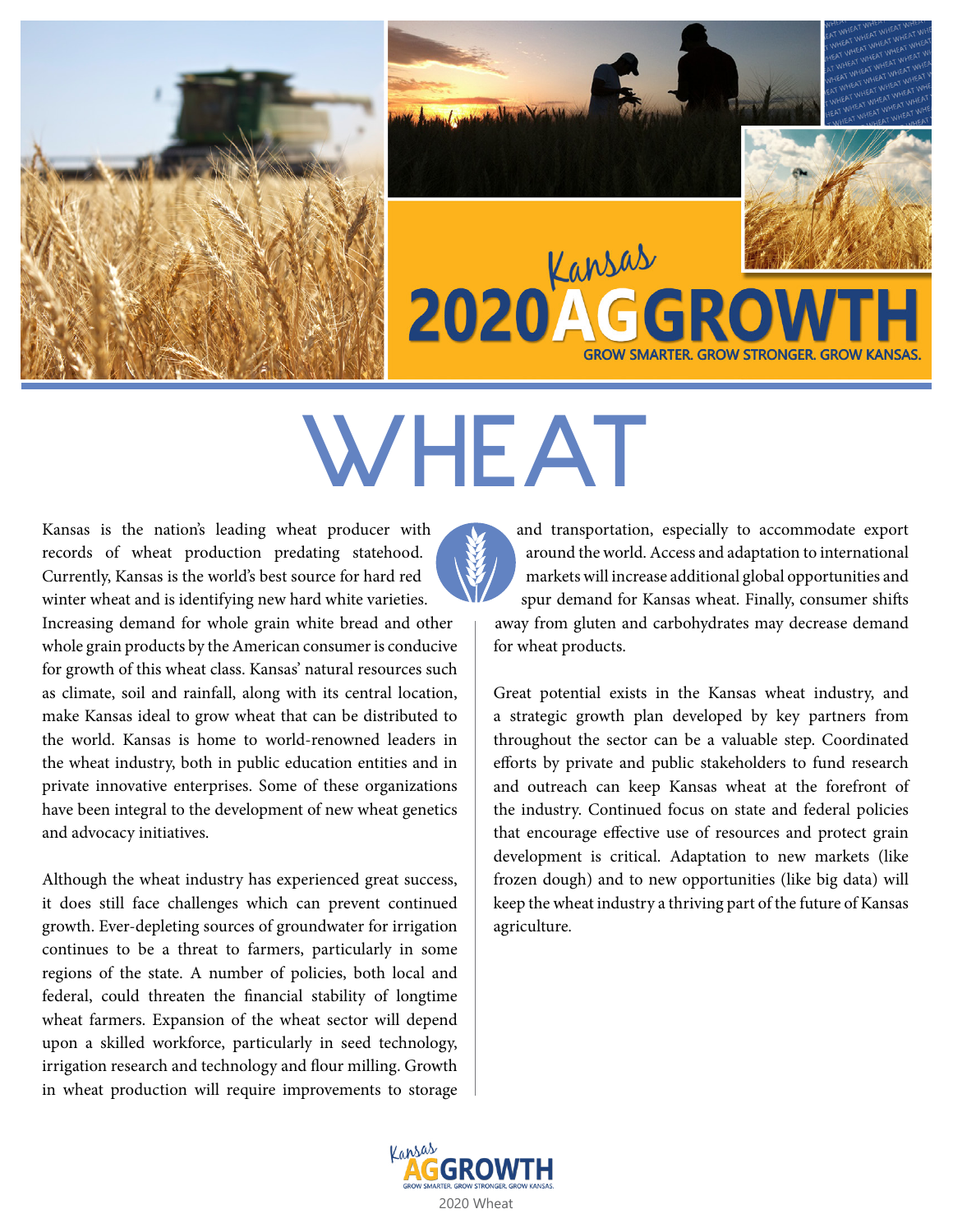Kansas 2020 AG GROWTH

GROW SMARTER. GROW STRONGER. GROW KANSAS.

# WHEAT

Kansas is the nation's leading wheat producer with records of wheat production predating statehood. Currently, Kansas is the world's best source for hard red winter wheat and is identifying new hard white varieties. Increasing demand for whole grain white bread and other whole grain products by the American consumer is conducive for growth of this wheat class. Kansas' natural resources such as climate, soil and rainfall, along with its central location, make Kansas ideal to grow wheat that can be distributed to the world. Kansas is home to world-renowned leaders in the wheat industry, both in public education entities and in private innovative enterprises. Some of these organizations have been integral to the development of new wheat genetics and advocacy initiatives.

Although the wheat industry has experienced great success, it does still face challenges which can prevent continued growth. Ever-depleting sources of groundwater for irrigation continues to be a threat to farmers, particularly in some regions of the state. A number of policies, both local and federal, could threaten the financial stability of longtime wheat farmers. Expansion of the wheat sector will depend upon a skilled workforce, particularly in seed technology, irrigation research and technology and flour milling. Growth in wheat production will require improvements to storage and transportation, especially to accommodate export around the world. Access and adaptation to international markets will increase additional global opportunities and spur demand for Kansas wheat. Finally, consumer shifts away from gluten and carbohydrates may decrease demand for wheat products.

Great potential exists in the Kansas wheat industry, and a strategic growth plan developed by key partners from throughout the sector can be a valuable step. Coordinated efforts by private and public stakeholders to fund research and outreach can keep Kansas wheat at the forefront of the industry. Continued focus on state and federal policies that encourage effective use of resources and protect grain development is critical. Adaptation to new markets (like frozen dough) and to new opportunities (like big data) will keep the wheat industry a thriving part of the future of Kansas agriculture.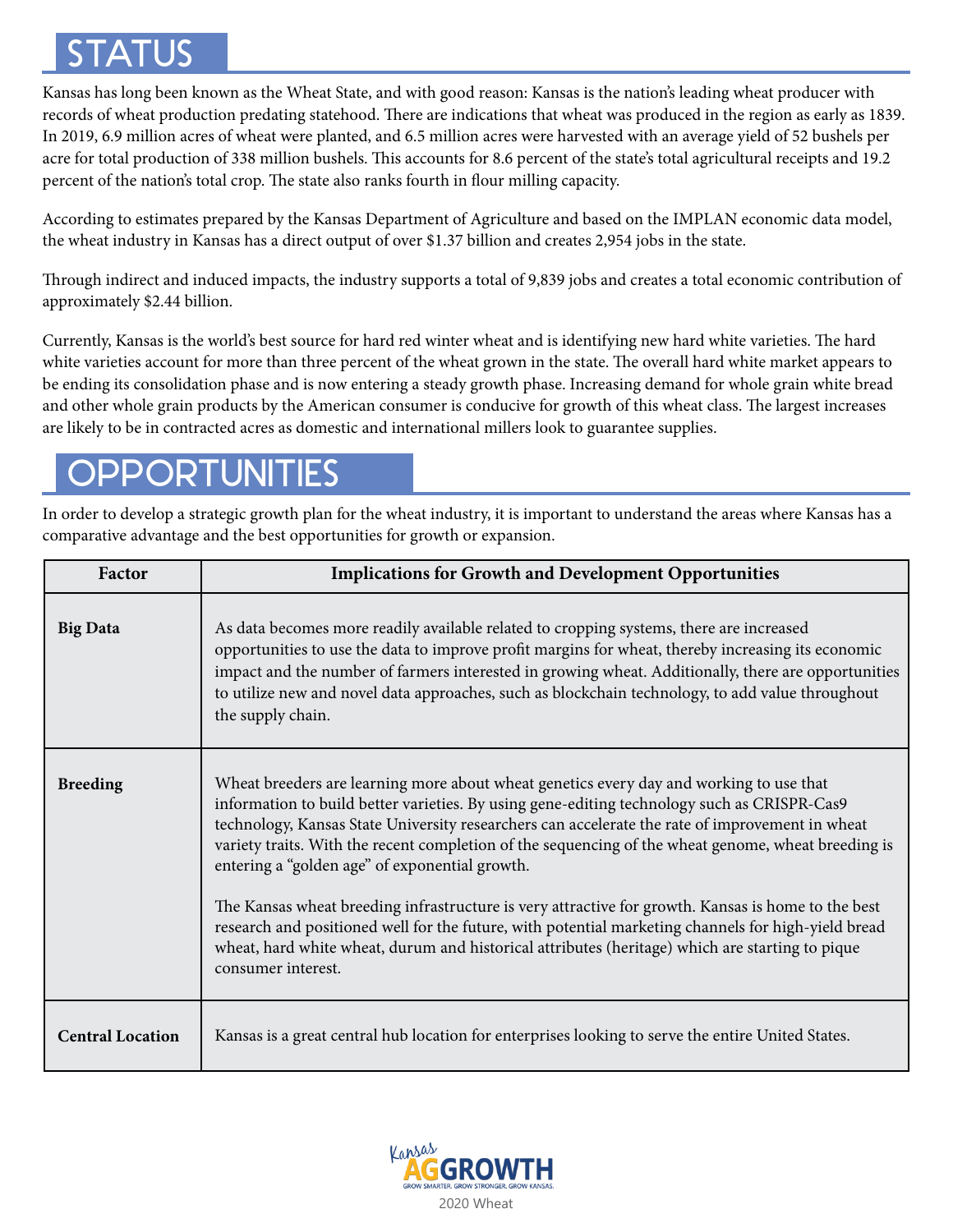# STATUS

Kansas has long been known as the Wheat State, and with good reason: Kansas is the nation's leading wheat producer with records of wheat production predating statehood. There are indications that wheat was produced in the region as early as 1839. In 2019, 6.9 million acres of wheat were planted, and 6.5 million acres were harvested with an average yield of 52 bushels per acre for total production of 338 million bushels. This accounts for 8.6 percent of the state's total agricultural receipts and 19.2 percent of the nation's total crop. The state also ranks fourth in flour milling capacity.

According to estimates prepared by the Kansas Department of Agriculture and based on the IMPLAN economic data model, the wheat industry in Kansas has a direct output of over $1.37 billion and creates 2,954 jobs in the state.

Through indirect and induced impacts, the industry supports a total of 9,839 jobs and creates a total economic contribution of approximately $2.44 billion.

Currently, Kansas is the world's best source for hard red winter wheat and is identifying new hard white varieties. The hard white varieties account for more than three percent of the wheat grown in the state. The overall hard white market appears to be ending its consolidation phase and is now entering a steady growth phase. Increasing demand for whole grain white bread and other whole grain products by the American consumer is conducive for growth of this wheat class. The largest increases are likely to be in contracted acres as domestic and international millers look to guarantee supplies.

# OPPORTUNITIES

In order to develop a strategic growth plan for the wheat industry, it is important to understand the areas where Kansas has a comparative advantage and the best opportunities for growth or expansion.

| Factor | Implications for Growth and Development Opportunities |
|---|---|
| **Big Data** | As data becomes more readily available related to cropping systems, there are increased opportunities to use the data to improve profit margins for wheat, thereby increasing its economic impact and the number of farmers interested in growing wheat. Additionally, there are opportunities to utilize new and novel data approaches, such as blockchain technology, to add value throughout the supply chain. |
| **Breeding** | Wheat breeders are learning more about wheat genetics every day and working to use that information to build better varieties. By using gene-editing technology such as CRISPR-Cas9 technology, Kansas State University researchers can accelerate the rate of improvement in wheat variety traits. With the recent completion of the sequencing of the wheat genome, wheat breeding is entering a "golden age" of exponential growth.<br><br>The Kansas wheat breeding infrastructure is very attractive for growth. Kansas is home to the best research and positioned well for the future, with potential marketing channels for high-yield bread wheat, hard white wheat, durum and historical attributes (heritage) which are starting to pique consumer interest. |
| **Central Location** | Kansas is a great central hub location for enterprises looking to serve the entire United States. |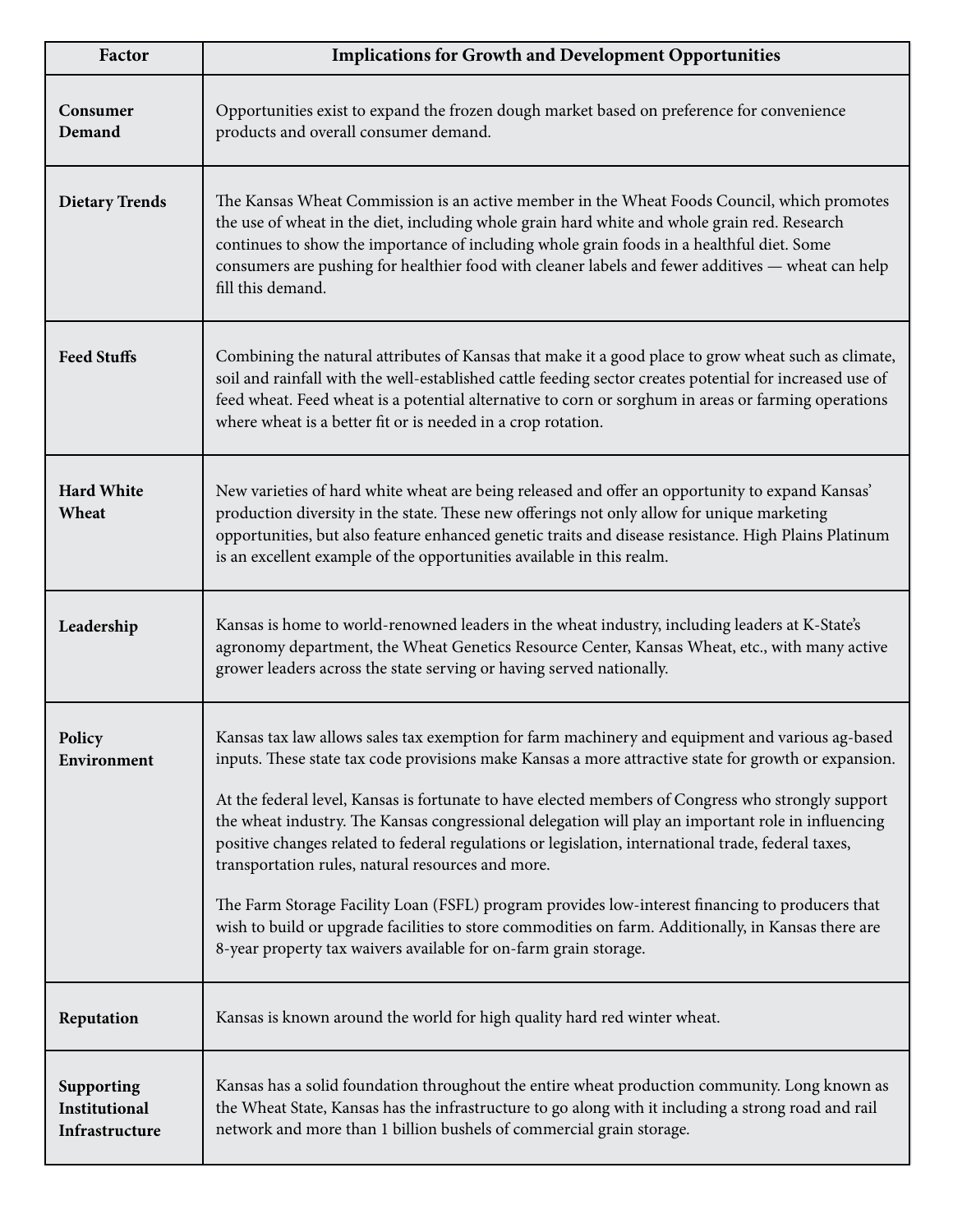| Factor | Implications for Growth and Development Opportunities |
|---|---|
| **Consumer Demand** | Opportunities exist to expand the frozen dough market based on preference for convenience products and overall consumer demand. |
| **Dietary Trends** | The Kansas Wheat Commission is an active member in the Wheat Foods Council, which promotes the use of wheat in the diet, including whole grain hard white and whole grain red. Research continues to show the importance of including whole grain foods in a healthful diet. Some consumers are pushing for healthier food with cleaner labels and fewer additives — wheat can help fill this demand. |
| **Feed Stuffs** | Combining the natural attributes of Kansas that make it a good place to grow wheat such as climate, soil and rainfall with the well-established cattle feeding sector creates potential for increased use of feed wheat. Feed wheat is a potential alternative to corn or sorghum in areas or farming operations where wheat is a better fit or is needed in a crop rotation. |
| **Hard White Wheat** | New varieties of hard white wheat are being released and offer an opportunity to expand Kansas' production diversity in the state. These new offerings not only allow for unique marketing opportunities, but also feature enhanced genetic traits and disease resistance. High Plains Platinum is an excellent example of the opportunities available in this realm. |
| **Leadership** | Kansas is home to world-renowned leaders in the wheat industry, including leaders at K-State's agronomy department, the Wheat Genetics Resource Center, Kansas Wheat, etc., with many active grower leaders across the state serving or having served nationally. |
| **Policy Environment** | Kansas tax law allows sales tax exemption for farm machinery and equipment and various ag-based inputs. These state tax code provisions make Kansas a more attractive state for growth or expansion.<br><br>At the federal level, Kansas is fortunate to have elected members of Congress who strongly support the wheat industry. The Kansas congressional delegation will play an important role in influencing positive changes related to federal regulations or legislation, international trade, federal taxes, transportation rules, natural resources and more.<br><br>The Farm Storage Facility Loan (FSFL) program provides low-interest financing to producers that wish to build or upgrade facilities to store commodities on farm. Additionally, in Kansas there are 8-year property tax waivers available for on-farm grain storage. |
| **Reputation** | Kansas is known around the world for high quality hard red winter wheat. |
| **Supporting Institutional Infrastructure** | Kansas has a solid foundation throughout the entire wheat production community. Long known as the Wheat State, Kansas has the infrastructure to go along with it including a strong road and rail network and more than 1 billion bushels of commercial grain storage. |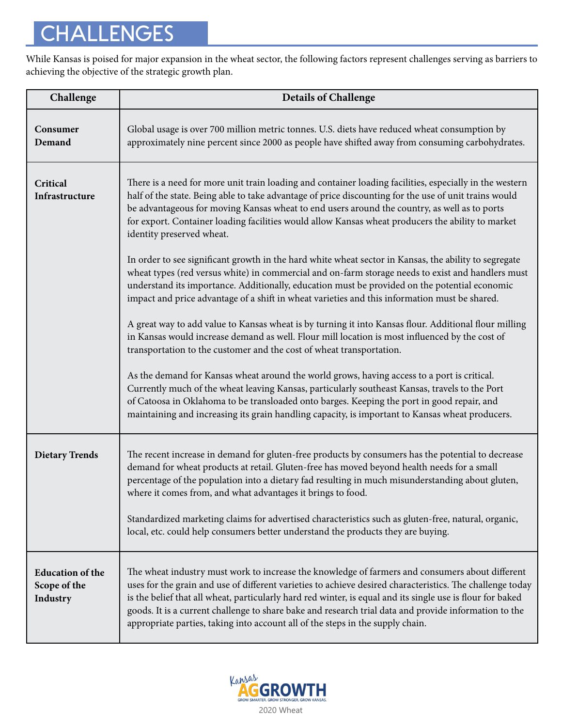# CHALLENGES

While Kansas is poised for major expansion in the wheat sector, the following factors represent challenges serving as barriers to achieving the objective of the strategic growth plan.

| Challenge | Details of Challenge |
| --- | --- |
| **Consumer Demand** | Global usage is over 700 million metric tonnes. U.S. diets have reduced wheat consumption by approximately nine percent since 2000 as people have shifted away from consuming carbohydrates. |
| **Critical Infrastructure** | There is a need for more unit train loading and container loading facilities, especially in the western half of the state. Being able to take advantage of price discounting for the use of unit trains would be advantageous for moving Kansas wheat to end users around the country, as well as to ports for export. Container loading facilities would allow Kansas wheat producers the ability to market identity preserved wheat.<br><br>In order to see significant growth in the hard white wheat sector in Kansas, the ability to segregate wheat types (red versus white) in commercial and on-farm storage needs to exist and handlers must understand its importance. Additionally, education must be provided on the potential economic impact and price advantage of a shift in wheat varieties and this information must be shared.<br><br>A great way to add value to Kansas wheat is by turning it into Kansas flour. Additional flour milling in Kansas would increase demand as well. Flour mill location is most influenced by the cost of transportation to the customer and the cost of wheat transportation.<br><br>As the demand for Kansas wheat around the world grows, having access to a port is critical. Currently much of the wheat leaving Kansas, particularly southeast Kansas, travels to the Port of Catoosa in Oklahoma to be transloaded onto barges. Keeping the port in good repair, and maintaining and increasing its grain handling capacity, is important to Kansas wheat producers. |
| **Dietary Trends** | The recent increase in demand for gluten-free products by consumers has the potential to decrease demand for wheat products at retail. Gluten-free has moved beyond health needs for a small percentage of the population into a dietary fad resulting in much misunderstanding about gluten, where it comes from, and what advantages it brings to food.<br><br>Standardized marketing claims for advertised characteristics such as gluten-free, natural, organic, local, etc. could help consumers better understand the products they are buying. |
| **Education of the Scope of the Industry** | The wheat industry must work to increase the knowledge of farmers and consumers about different uses for the grain and use of different varieties to achieve desired characteristics. The challenge today is the belief that all wheat, particularly hard red winter, is equal and its single use is flour for baked goods. It is a current challenge to share bake and research trial data and provide information to the appropriate parties, taking into account all of the steps in the supply chain. |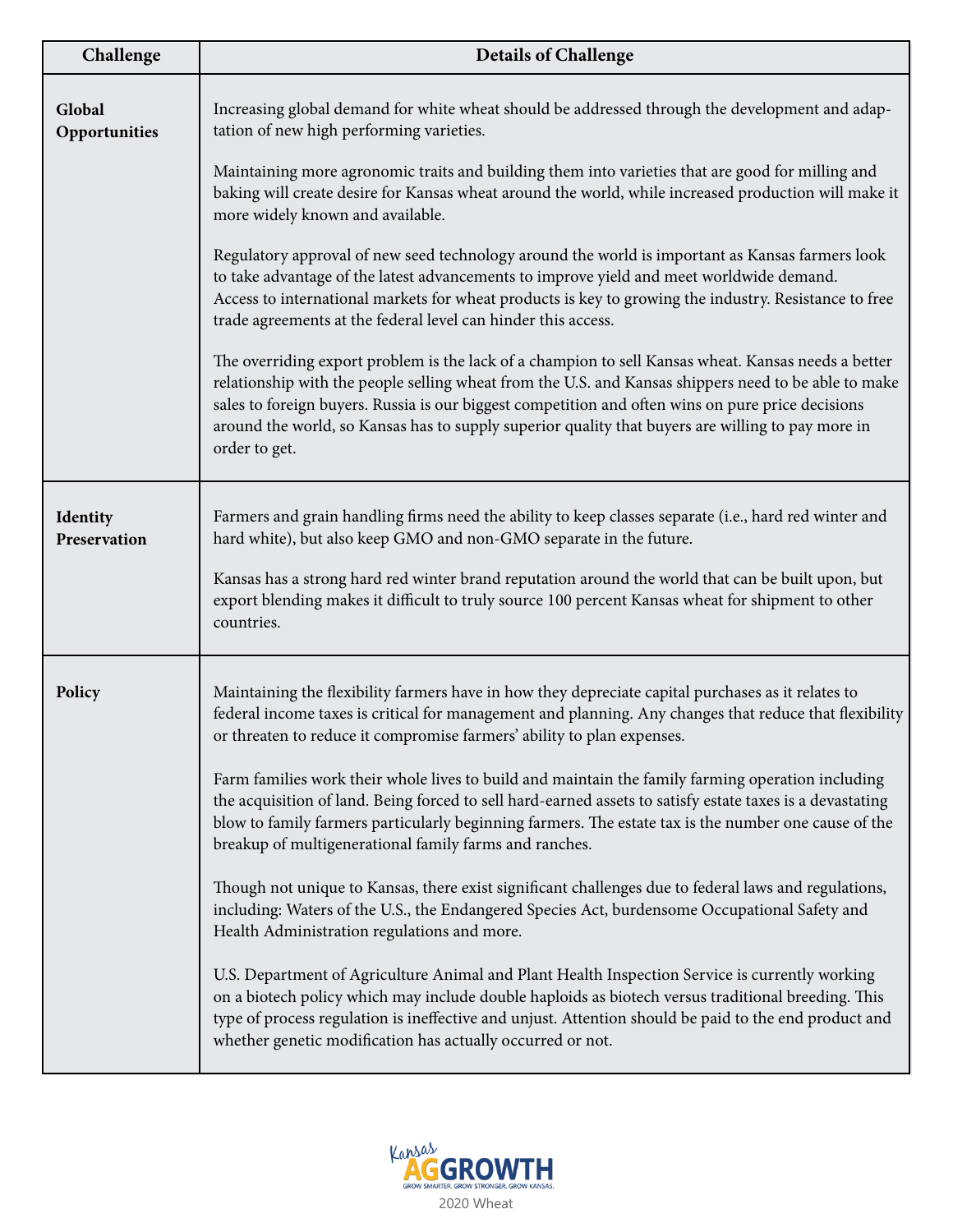| Challenge | Details of Challenge |
|---|---|
| **Global Opportunities** | Increasing global demand for white wheat should be addressed through the development and adaptation of new high performing varieties.<br><br>Maintaining more agronomic traits and building them into varieties that are good for milling and baking will create desire for Kansas wheat around the world, while increased production will make it more widely known and available.<br><br>Regulatory approval of new seed technology around the world is important as Kansas farmers look to take advantage of the latest advancements to improve yield and meet worldwide demand. Access to international markets for wheat products is key to growing the industry. Resistance to free trade agreements at the federal level can hinder this access.<br><br>The overriding export problem is the lack of a champion to sell Kansas wheat. Kansas needs a better relationship with the people selling wheat from the U.S. and Kansas shippers need to be able to make sales to foreign buyers. Russia is our biggest competition and often wins on pure price decisions around the world, so Kansas has to supply superior quality that buyers are willing to pay more in order to get. |
| **Identity Preservation** | Farmers and grain handling firms need the ability to keep classes separate (i.e., hard red winter and hard white), but also keep GMO and non-GMO separate in the future.<br><br>Kansas has a strong hard red winter brand reputation around the world that can be built upon, but export blending makes it difficult to truly source 100 percent Kansas wheat for shipment to other countries. |
| **Policy** | Maintaining the flexibility farmers have in how they depreciate capital purchases as it relates to federal income taxes is critical for management and planning. Any changes that reduce that flexibility or threaten to reduce it compromise farmers' ability to plan expenses.<br><br>Farm families work their whole lives to build and maintain the family farming operation including the acquisition of land. Being forced to sell hard-earned assets to satisfy estate taxes is a devastating blow to family farmers particularly beginning farmers. The estate tax is the number one cause of the breakup of multigenerational family farms and ranches.<br><br>Though not unique to Kansas, there exist significant challenges due to federal laws and regulations, including: Waters of the U.S., the Endangered Species Act, burdensome Occupational Safety and Health Administration regulations and more.<br><br>U.S. Department of Agriculture Animal and Plant Health Inspection Service is currently working on a biotech policy which may include double haploids as biotech versus traditional breeding. This type of process regulation is ineffective and unjust. Attention should be paid to the end product and whether genetic modification has actually occurred or not. |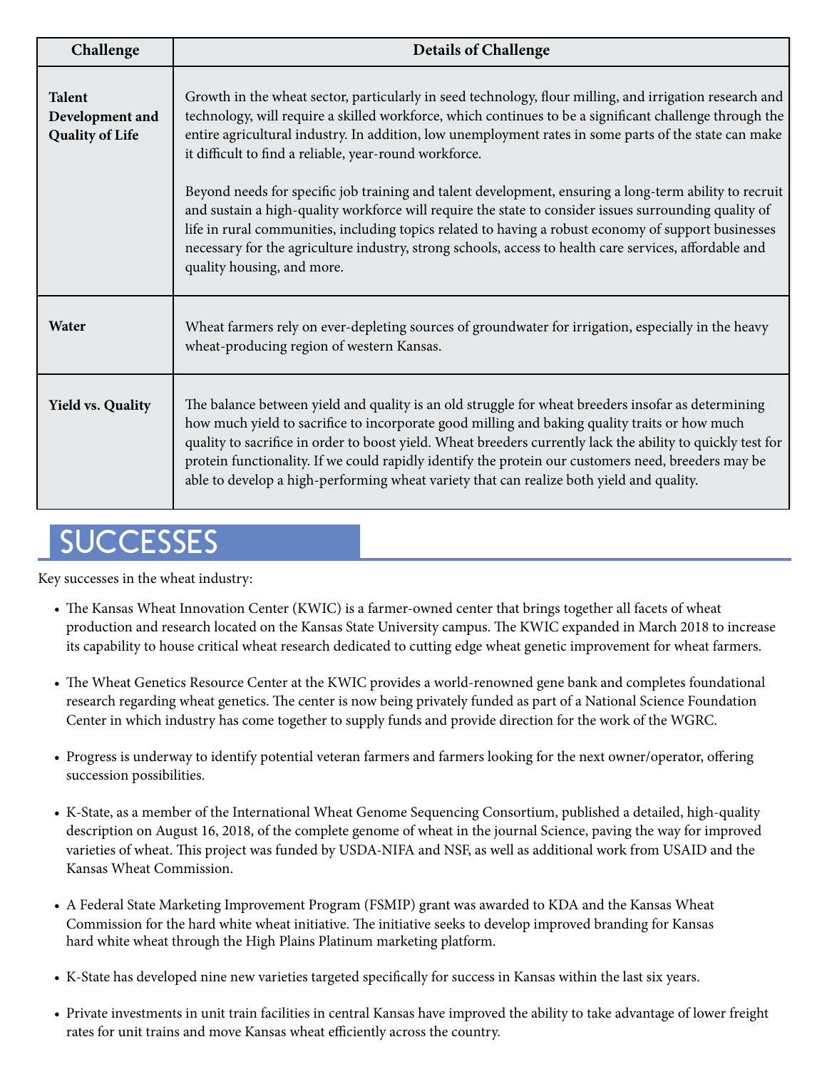| Challenge | Details of Challenge |
|---|---|
| **Talent Development and Quality of Life** | Growth in the wheat sector, particularly in seed technology, flour milling, and irrigation research and technology, will require a skilled workforce, which continues to be a significant challenge through the entire agricultural industry. In addition, low unemployment rates in some parts of the state can make it difficult to find a reliable, year-round workforce.<br><br>Beyond needs for specific job training and talent development, ensuring a long-term ability to recruit and sustain a high-quality workforce will require the state to consider issues surrounding quality of life in rural communities, including topics related to having a robust economy of support businesses necessary for the agriculture industry, strong schools, access to health care services, affordable and quality housing, and more. |
| **Water** | Wheat farmers rely on ever-depleting sources of groundwater for irrigation, especially in the heavy wheat-producing region of western Kansas. |
| **Yield vs. Quality** | The balance between yield and quality is an old struggle for wheat breeders insofar as determining how much yield to sacrifice to incorporate good milling and baking quality traits or how much quality to sacrifice in order to boost yield. Wheat breeders currently lack the ability to quickly test for protein functionality. If we could rapidly identify the protein our customers need, breeders may be able to develop a high-performing wheat variety that can realize both yield and quality. |

## SUCCESSES

Key successes in the wheat industry:

- The Kansas Wheat Innovation Center (KWIC) is a farmer-owned center that brings together all facets of wheat production and research located on the Kansas State University campus. The KWIC expanded in March 2018 to increase its capability to house critical wheat research dedicated to cutting edge wheat genetic improvement for wheat farmers.
- The Wheat Genetics Resource Center at the KWIC provides a world-renowned gene bank and completes foundational research regarding wheat genetics. The center is now being privately funded as part of a National Science Foundation Center in which industry has come together to supply funds and provide direction for the work of the WGRC.
- Progress is underway to identify potential veteran farmers and farmers looking for the next owner/operator, offering succession possibilities.
- K-State, as a member of the International Wheat Genome Sequencing Consortium, published a detailed, high-quality description on August 16, 2018, of the complete genome of wheat in the journal Science, paving the way for improved varieties of wheat. This project was funded by USDA-NIFA and NSF, as well as additional work from USAID and the Kansas Wheat Commission.
- A Federal State Marketing Improvement Program (FSMIP) grant was awarded to KDA and the Kansas Wheat Commission for the hard white wheat initiative. The initiative seeks to develop improved branding for Kansas hard white wheat through the High Plains Platinum marketing platform.
- K-State has developed nine new varieties targeted specifically for success in Kansas within the last six years.
- Private investments in unit train facilities in central Kansas have improved the ability to take advantage of lower freight rates for unit trains and move Kansas wheat efficiently across the country.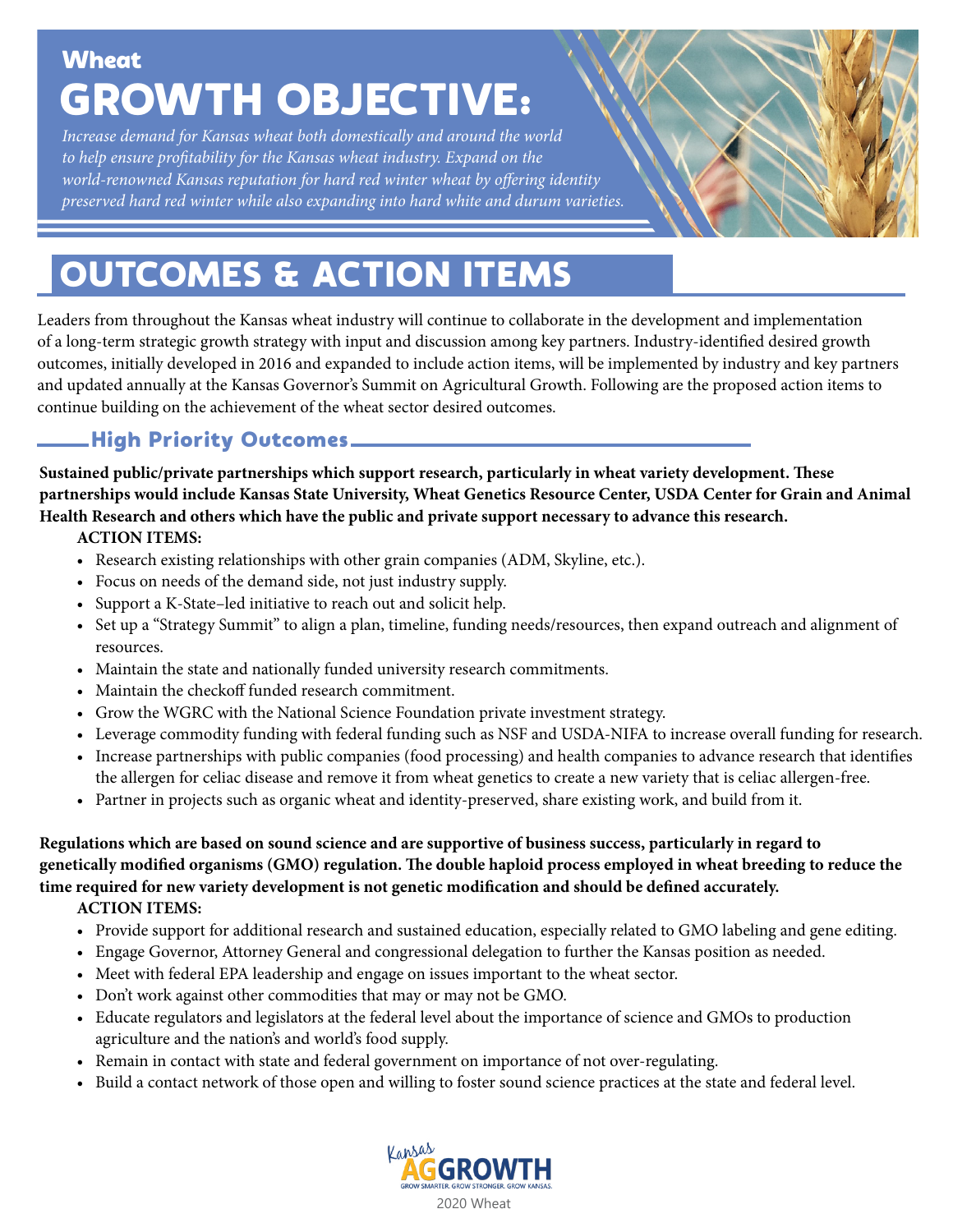## Wheat

# GROWTH OBJECTIVE:

*Increase demand for Kansas wheat both domestically and around the world to help ensure profitability for the Kansas wheat industry. Expand on the world-renowned Kansas reputation for hard red winter wheat by offering identity preserved hard red winter while also expanding into hard white and durum varieties.*

# OUTCOMES & ACTION ITEMS

Leaders from throughout the Kansas wheat industry will continue to collaborate in the development and implementation of a long-term strategic growth strategy with input and discussion among key partners. Industry-identified desired growth outcomes, initially developed in 2016 and expanded to include action items, will be implemented by industry and key partners and updated annually at the Kansas Governor's Summit on Agricultural Growth. Following are the proposed action items to continue building on the achievement of the wheat sector desired outcomes.

## High Priority Outcomes

**Sustained public/private partnerships which support research, particularly in wheat variety development. These partnerships would include Kansas State University, Wheat Genetics Resource Center, USDA Center for Grain and Animal Health Research and others which have the public and private support necessary to advance this research.**

**ACTION ITEMS:**

- Research existing relationships with other grain companies (ADM, Skyline, etc.).
- Focus on needs of the demand side, not just industry supply.
- Support a K-State–led initiative to reach out and solicit help.
- Set up a "Strategy Summit" to align a plan, timeline, funding needs/resources, then expand outreach and alignment of resources.
- Maintain the state and nationally funded university research commitments.
- Maintain the checkoff funded research commitment.
- Grow the WGRC with the National Science Foundation private investment strategy.
- Leverage commodity funding with federal funding such as NSF and USDA-NIFA to increase overall funding for research.
- Increase partnerships with public companies (food processing) and health companies to advance research that identifies the allergen for celiac disease and remove it from wheat genetics to create a new variety that is celiac allergen-free.
- Partner in projects such as organic wheat and identity-preserved, share existing work, and build from it.

**Regulations which are based on sound science and are supportive of business success, particularly in regard to genetically modified organisms (GMO) regulation. The double haploid process employed in wheat breeding to reduce the time required for new variety development is not genetic modification and should be defined accurately.**

**ACTION ITEMS:**

- Provide support for additional research and sustained education, especially related to GMO labeling and gene editing.
- Engage Governor, Attorney General and congressional delegation to further the Kansas position as needed.
- Meet with federal EPA leadership and engage on issues important to the wheat sector.
- Don't work against other commodities that may or may not be GMO.
- Educate regulators and legislators at the federal level about the importance of science and GMOs to production agriculture and the nation's and world's food supply.
- Remain in contact with state and federal government on importance of not over-regulating.
- Build a contact network of those open and willing to foster sound science practices at the state and federal level.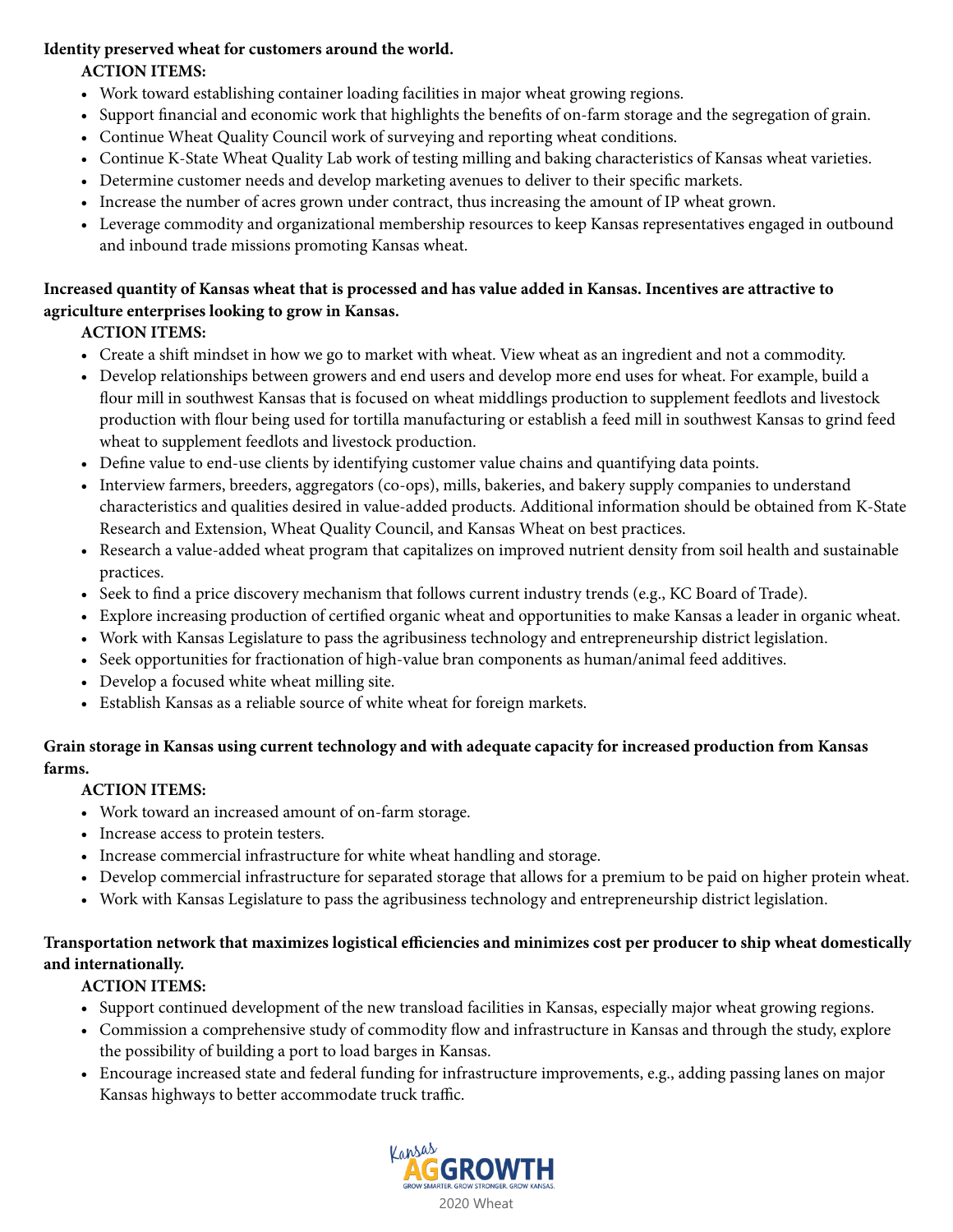**Identity preserved wheat for customers around the world.**

**ACTION ITEMS:**

- Work toward establishing container loading facilities in major wheat growing regions.
- Support financial and economic work that highlights the benefits of on-farm storage and the segregation of grain.
- Continue Wheat Quality Council work of surveying and reporting wheat conditions.
- Continue K-State Wheat Quality Lab work of testing milling and baking characteristics of Kansas wheat varieties.
- Determine customer needs and develop marketing avenues to deliver to their specific markets.
- Increase the number of acres grown under contract, thus increasing the amount of IP wheat grown.
- Leverage commodity and organizational membership resources to keep Kansas representatives engaged in outbound and inbound trade missions promoting Kansas wheat.

**Increased quantity of Kansas wheat that is processed and has value added in Kansas. Incentives are attractive to agriculture enterprises looking to grow in Kansas.**

**ACTION ITEMS:**

- Create a shift mindset in how we go to market with wheat. View wheat as an ingredient and not a commodity.
- Develop relationships between growers and end users and develop more end uses for wheat. For example, build a flour mill in southwest Kansas that is focused on wheat middlings production to supplement feedlots and livestock production with flour being used for tortilla manufacturing or establish a feed mill in southwest Kansas to grind feed wheat to supplement feedlots and livestock production.
- Define value to end-use clients by identifying customer value chains and quantifying data points.
- Interview farmers, breeders, aggregators (co-ops), mills, bakeries, and bakery supply companies to understand characteristics and qualities desired in value-added products. Additional information should be obtained from K-State Research and Extension, Wheat Quality Council, and Kansas Wheat on best practices.
- Research a value-added wheat program that capitalizes on improved nutrient density from soil health and sustainable practices.
- Seek to find a price discovery mechanism that follows current industry trends (e.g., KC Board of Trade).
- Explore increasing production of certified organic wheat and opportunities to make Kansas a leader in organic wheat.
- Work with Kansas Legislature to pass the agribusiness technology and entrepreneurship district legislation.
- Seek opportunities for fractionation of high-value bran components as human/animal feed additives.
- Develop a focused white wheat milling site.
- Establish Kansas as a reliable source of white wheat for foreign markets.

**Grain storage in Kansas using current technology and with adequate capacity for increased production from Kansas farms.**

**ACTION ITEMS:**

- Work toward an increased amount of on-farm storage.
- Increase access to protein testers.
- Increase commercial infrastructure for white wheat handling and storage.
- Develop commercial infrastructure for separated storage that allows for a premium to be paid on higher protein wheat.
- Work with Kansas Legislature to pass the agribusiness technology and entrepreneurship district legislation.

**Transportation network that maximizes logistical efficiencies and minimizes cost per producer to ship wheat domestically and internationally.**

**ACTION ITEMS:**

- Support continued development of the new transload facilities in Kansas, especially major wheat growing regions.
- Commission a comprehensive study of commodity flow and infrastructure in Kansas and through the study, explore the possibility of building a port to load barges in Kansas.
- Encourage increased state and federal funding for infrastructure improvements, e.g., adding passing lanes on major Kansas highways to better accommodate truck traffic.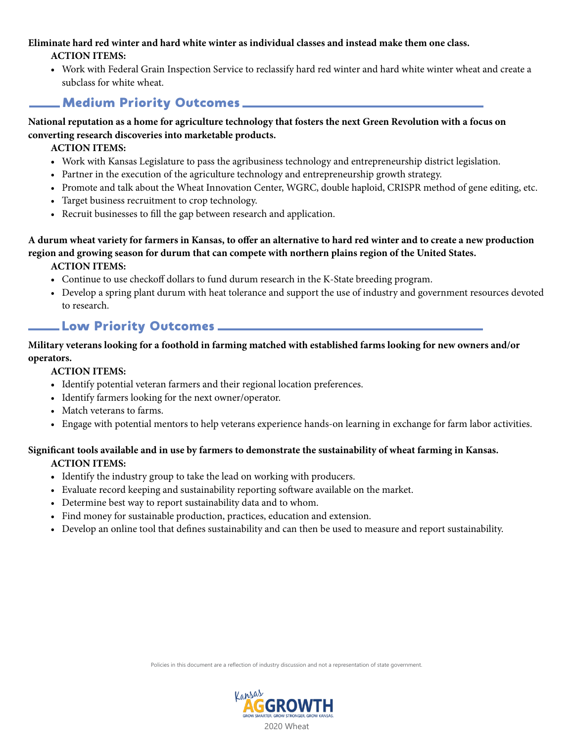**Eliminate hard red winter and hard white winter as individual classes and instead make them one class.**

**ACTION ITEMS:**

- Work with Federal Grain Inspection Service to reclassify hard red winter and hard white winter wheat and create a subclass for white wheat.

## Medium Priority Outcomes

**National reputation as a home for agriculture technology that fosters the next Green Revolution with a focus on converting research discoveries into marketable products.**

**ACTION ITEMS:**

- Work with Kansas Legislature to pass the agribusiness technology and entrepreneurship district legislation.
- Partner in the execution of the agriculture technology and entrepreneurship growth strategy.
- Promote and talk about the Wheat Innovation Center, WGRC, double haploid, CRISPR method of gene editing, etc.
- Target business recruitment to crop technology.
- Recruit businesses to fill the gap between research and application.

**A durum wheat variety for farmers in Kansas, to offer an alternative to hard red winter and to create a new production region and growing season for durum that can compete with northern plains region of the United States.**

**ACTION ITEMS:**

- Continue to use checkoff dollars to fund durum research in the K-State breeding program.
- Develop a spring plant durum with heat tolerance and support the use of industry and government resources devoted to research.

## Low Priority Outcomes

**Military veterans looking for a foothold in farming matched with established farms looking for new owners and/or operators.**

**ACTION ITEMS:**

- Identify potential veteran farmers and their regional location preferences.
- Identify farmers looking for the next owner/operator.
- Match veterans to farms.
- Engage with potential mentors to help veterans experience hands-on learning in exchange for farm labor activities.

**Significant tools available and in use by farmers to demonstrate the sustainability of wheat farming in Kansas.**

**ACTION ITEMS:**

- Identify the industry group to take the lead on working with producers.
- Evaluate record keeping and sustainability reporting software available on the market.
- Determine best way to report sustainability data and to whom.
- Find money for sustainable production, practices, education and extension.
- Develop an online tool that defines sustainability and can then be used to measure and report sustainability.

Policies in this document are a reflection of industry discussion and not a representation of state government.

Kansas AGGROWTH
GROW SMARTER. GROW STRONGER. GROW KANSAS.
2020 Wheat